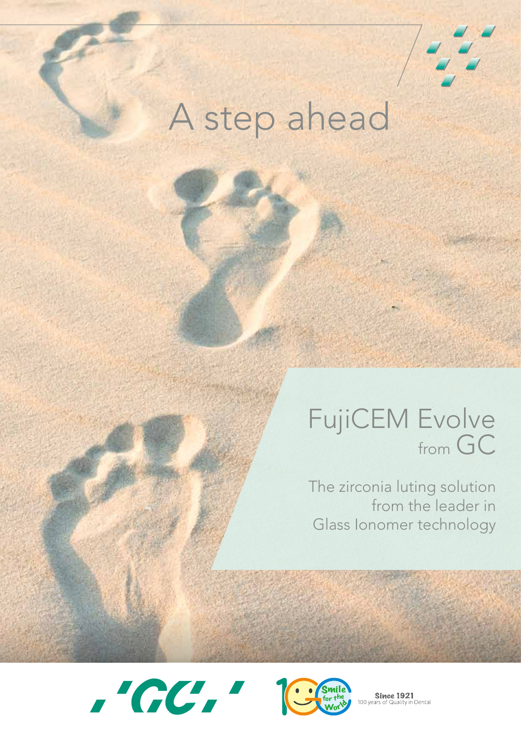# A step ahead

## FujiCEM Evolve from GC

The zirconia luting solution from the leader in Glass Ionomer technology

GC

Smile for the World

Since 1921
100 years of Quality in Dental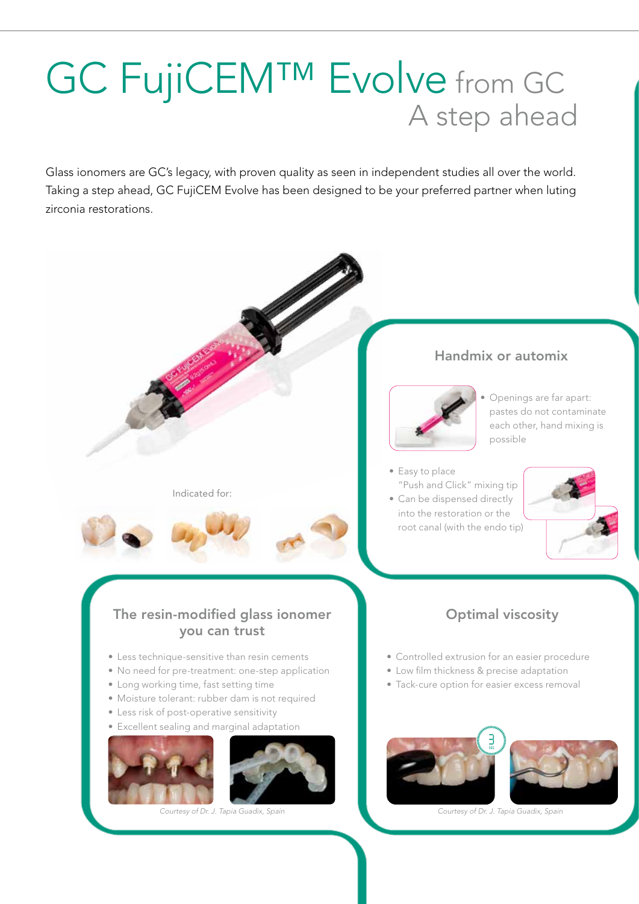# GC FujiCEM™ Evolve from GC
## A step ahead

Glass ionomers are GC's legacy, with proven quality as seen in independent studies all over the world. Taking a step ahead, GC FujiCEM Evolve has been designed to be your preferred partner when luting zirconia restorations.

Indicated for:

### Handmix or automix

- Openings are far apart: pastes do not contaminate each other, hand mixing is possible
- Easy to place "Push and Click" mixing tip
- Can be dispensed directly into the restoration or the root canal (with the endo tip)

### The resin-modified glass ionomer you can trust

- Less technique-sensitive than resin cements
- No need for pre-treatment: one-step application
- Long working time, fast setting time
- Moisture tolerant: rubber dam is not required
- Less risk of post-operative sensitivity
- Excellent sealing and marginal adaptation

*Courtesy of Dr. J. Tapia Guadix, Spain*

### Optimal viscosity

- Controlled extrusion for an easier procedure
- Low film thickness & precise adaptation
- Tack-cure option for easier excess removal

*Courtesy of Dr. J. Tapia Guadix, Spain*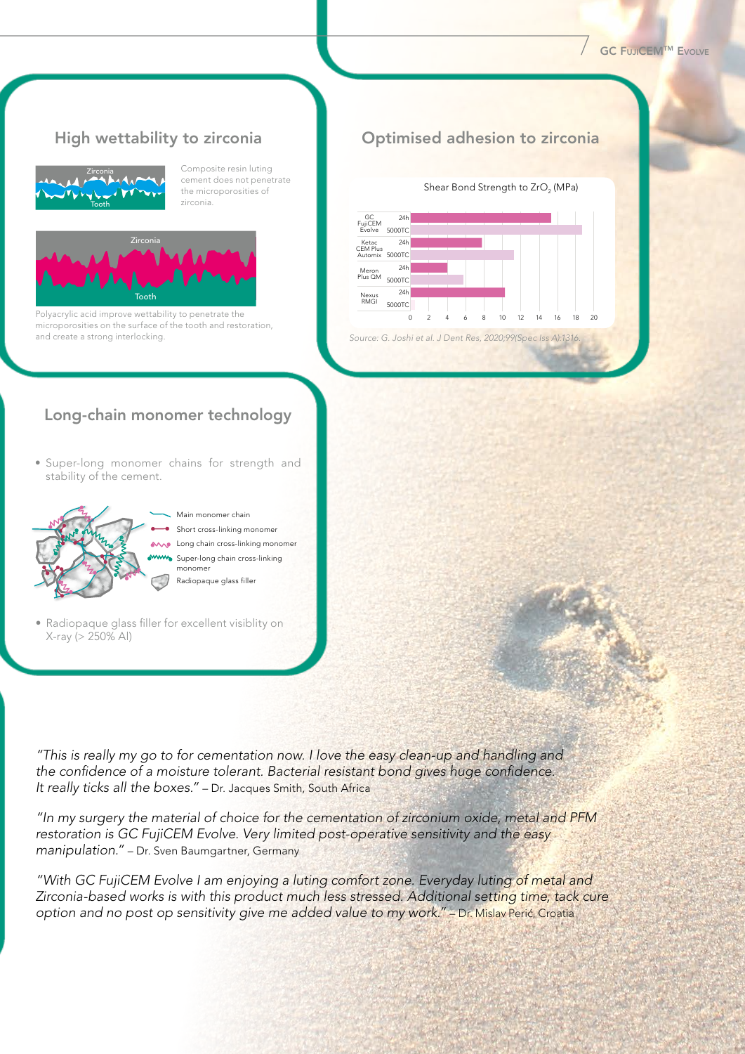## High wettability to zirconia

Composite resin luting cement does not penetrate the microporosities of zirconia.

Polyacrylic acid improve wettability to penetrate the microporosities on the surface of the tooth and restoration, and create a strong interlocking.

## Optimised adhesion to zirconia

Shear Bond Strength to $ZrO_2$ (MPa)

*Source: G. Joshi et al. J Dent Res, 2020;99(Spec Iss A):1316.*

## Long-chain monomer technology

- Super-long monomer chains for strength and stability of the cement.

Main monomer chain
Short cross-linking monomer
Long chain cross-linking monomer
Super-long chain cross-linking monomer
Radiopaque glass filler

- Radiopaque glass filler for excellent visiblity on X-ray (> 250% Al)

*"This is really my go to for cementation now. I love the easy clean-up and handling and the confidence of a moisture tolerant. Bacterial resistant bond gives huge confidence. It really ticks all the boxes."* – Dr. Jacques Smith, South Africa

*"In my surgery the material of choice for the cementation of zirconium oxide, metal and PFM restoration is GC FujiCEM Evolve. Very limited post-operative sensitivity and the easy manipulation."* – Dr. Sven Baumgartner, Germany

*"With GC FujiCEM Evolve I am enjoying a luting comfort zone. Everyday luting of metal and Zirconia-based works is with this product much less stressed. Additional setting time, tack cure option and no post op sensitivity give me added value to my work."* – Dr. Mislav Perić, Croatia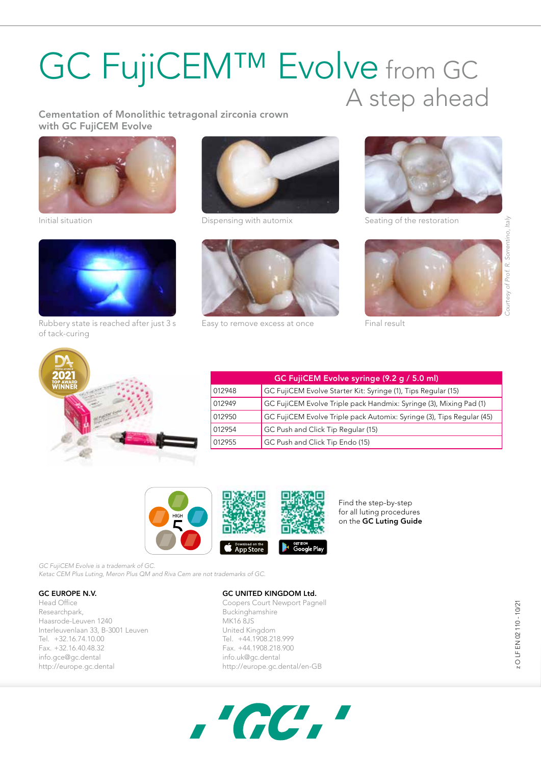# GC FujiCEM™ Evolve from GC

A step ahead

## Cementation of Monolithic tetragonal zirconia crown with GC FujiCEM Evolve

Initial situation

Dispensing with automix

Seating of the restoration

Rubbery state is reached after just 3 s of tack-curing

Easy to remove excess at once

Final result

*Courtesy of Prof. R. Sorrentino, Italy*

DA DENTAL ADVISOR 2021 TOP AWARD WINNER

| GC FujiCEM Evolve syringe (9.2 g / 5.0 ml) | |
|---|---|
| 012948 | GC FujiCEM Evolve Starter Kit: Syringe (1), Tips Regular (15) |
| 012949 | GC FujiCEM Evolve Triple pack Handmix: Syringe (3), Mixing Pad (1) |
| 012950 | GC FujiCEM Evolve Triple pack Automix: Syringe (3), Tips Regular (45) |
| 012954 | GC Push and Click Tip Regular (15) |
| 012955 | GC Push and Click Tip Endo (15) |

HIGH 5

Download on the App Store

GET IT ON Google Play

Find the step-by-step for all luting procedures on the **GC Luting Guide**

*GC FujiCEM Evolve is a trademark of GC.*
*Ketac CEM Plus Luting, Meron Plus QM and Riva Cem are not trademarks of GC.*

**GC EUROPE N.V.**
Head Office
Researchpark,
Haasrode-Leuven 1240
Interleuvenlaan 33, B-3001 Leuven
Tel. +32.16.74.10.00
Fax. +32.16.40.48.32
info.gce@gc.dental
http://europe.gc.dental

**GC UNITED KINGDOM Ltd.**
Coopers Court Newport Pagnell
Buckinghamshire
MK16 8JS
United Kingdom
Tel. +44.1908.218.999
Fax. +44.1908.218.900
info.uk@gc.dental
http://europe.gc.dental/en-GB

z O LF EN 02 110 - 10/21

GC